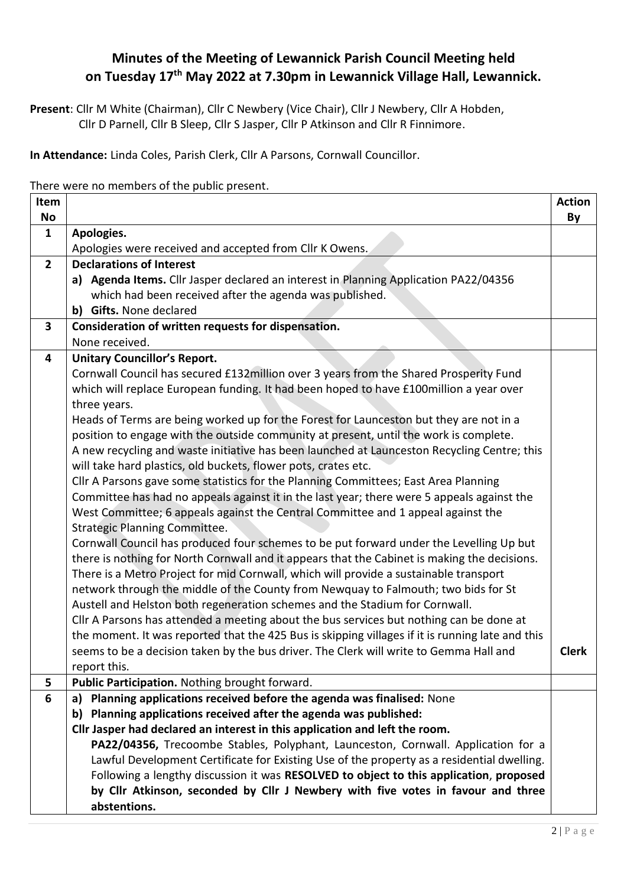# Minutes of the Meeting of Lewannick Parish Council Meeting held on Tuesday 17th May 2022 at 7.30pm in Lewannick Village Hall, Lewannick.

**Present**: Cllr M White (Chairman), Cllr C Newbery (Vice Chair), Cllr J Newbery, Cllr A Hobden, Cllr D Parnell, Cllr B Sleep, Cllr S Jasper, Cllr P Atkinson and Cllr R Finnimore.

**In Attendance:** Linda Coles, Parish Clerk, Cllr A Parsons, Cornwall Councillor.

There were no members of the public present.

| Item No | | Action By |
|---|---|---|
| **1** | **Apologies.**<br>Apologies were received and accepted from Cllr K Owens. | |
| **2** | **Declarations of Interest**<br>**a) Agenda Items.** Cllr Jasper declared an interest in Planning Application PA22/04356 which had been received after the agenda was published.<br>**b) Gifts.** None declared | |
| **3** | **Consideration of written requests for dispensation.**<br>None received. | |
| **4** | **Unitary Councillor's Report.**<br>Cornwall Council has secured £132million over 3 years from the Shared Prosperity Fund which will replace European funding. It had been hoped to have £100million a year over three years.<br>Heads of Terms are being worked up for the Forest for Launceston but they are not in a position to engage with the outside community at present, until the work is complete.<br>A new recycling and waste initiative has been launched at Launceston Recycling Centre; this will take hard plastics, old buckets, flower pots, crates etc.<br>Cllr A Parsons gave some statistics for the Planning Committees; East Area Planning Committee has had no appeals against it in the last year; there were 5 appeals against the West Committee; 6 appeals against the Central Committee and 1 appeal against the Strategic Planning Committee.<br>Cornwall Council has produced four schemes to be put forward under the Levelling Up but there is nothing for North Cornwall and it appears that the Cabinet is making the decisions. There is a Metro Project for mid Cornwall, which will provide a sustainable transport network through the middle of the County from Newquay to Falmouth; two bids for St Austell and Helston both regeneration schemes and the Stadium for Cornwall.<br>Cllr A Parsons has attended a meeting about the bus services but nothing can be done at the moment. It was reported that the 425 Bus is skipping villages if it is running late and this seems to be a decision taken by the bus driver. The Clerk will write to Gemma Hall and report this. | **Clerk** |
| **5** | **Public Participation.** Nothing brought forward. | |
| **6** | **a) Planning applications received before the agenda was finalised:** None<br>**b) Planning applications received after the agenda was published:**<br>**Cllr Jasper had declared an interest in this application and left the room.**<br>**PA22/04356,** Trecoombe Stables, Polyphant, Launceston, Cornwall. Application for a Lawful Development Certificate for Existing Use of the property as a residential dwelling. Following a lengthy discussion it was **RESOLVED to object to this application**, **proposed by Cllr Atkinson, seconded by Cllr J Newbery with five votes in favour and three abstentions.** | |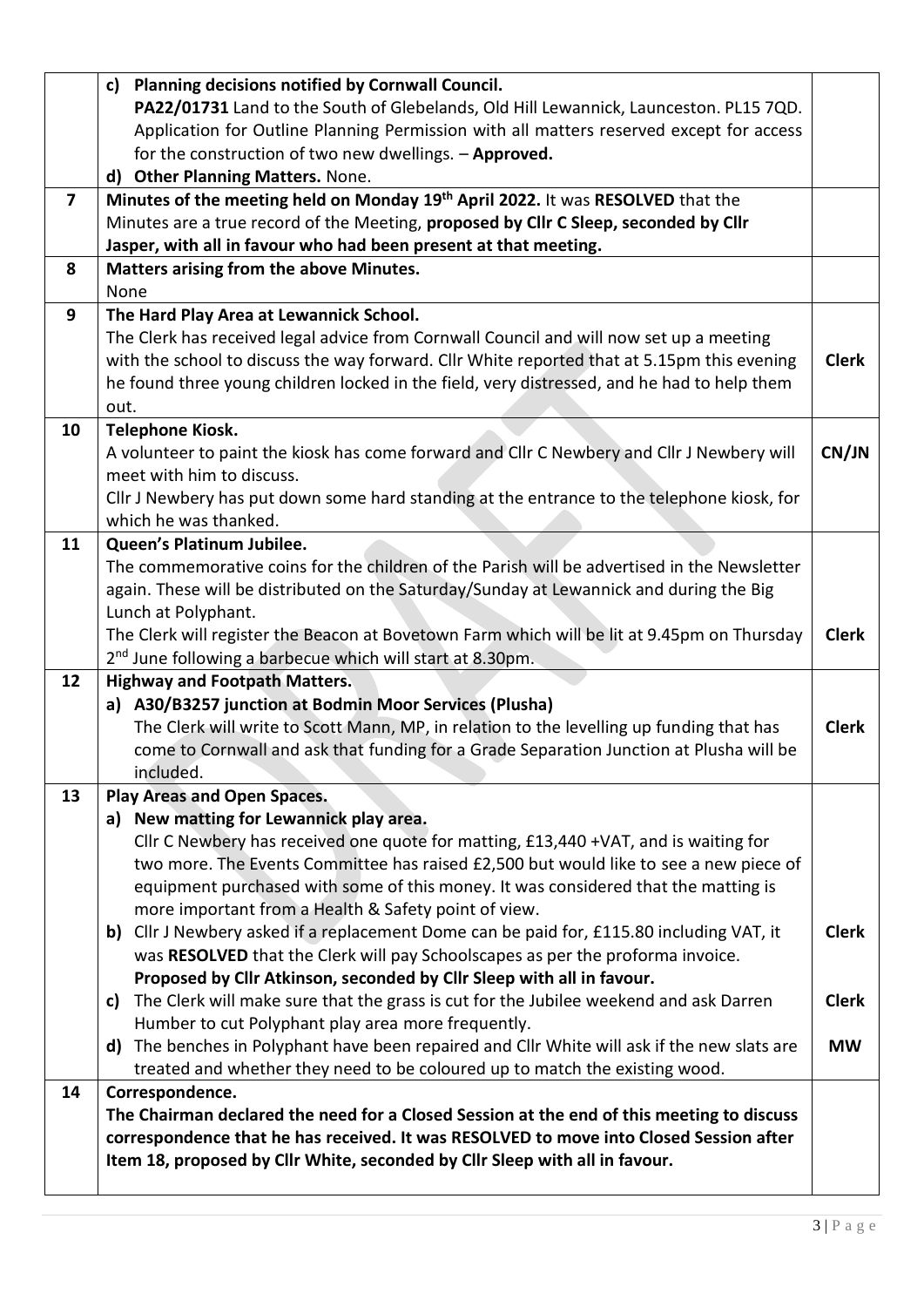| | | |
|---|---|---|
| | **c) Planning decisions notified by Cornwall Council.**<br>**PA22/01731** Land to the South of Glebelands, Old Hill Lewannick, Launceston. PL15 7QD. Application for Outline Planning Permission with all matters reserved except for access for the construction of two new dwellings. – **Approved.**<br>**d) Other Planning Matters.** None. | |
| **7** | **Minutes of the meeting held on Monday 19th April 2022.** It was **RESOLVED** that the Minutes are a true record of the Meeting, **proposed by Cllr C Sleep, seconded by Cllr Jasper, with all in favour who had been present at that meeting.** | |
| **8** | **Matters arising from the above Minutes.**<br>None | |
| **9** | **The Hard Play Area at Lewannick School.**<br>The Clerk has received legal advice from Cornwall Council and will now set up a meeting with the school to discuss the way forward. Cllr White reported that at 5.15pm this evening he found three young children locked in the field, very distressed, and he had to help them out. | **Clerk** |
| **10** | **Telephone Kiosk.**<br>A volunteer to paint the kiosk has come forward and Cllr C Newbery and Cllr J Newbery will meet with him to discuss.<br>Cllr J Newbery has put down some hard standing at the entrance to the telephone kiosk, for which he was thanked. | **CN/JN** |
| **11** | **Queen's Platinum Jubilee.**<br>The commemorative coins for the children of the Parish will be advertised in the Newsletter again. These will be distributed on the Saturday/Sunday at Lewannick and during the Big Lunch at Polyphant.<br>The Clerk will register the Beacon at Bovetown Farm which will be lit at 9.45pm on Thursday 2nd June following a barbecue which will start at 8.30pm. | **Clerk** |
| **12** | **Highway and Footpath Matters.**<br>**a) A30/B3257 junction at Bodmin Moor Services (Plusha)**<br>The Clerk will write to Scott Mann, MP, in relation to the levelling up funding that has come to Cornwall and ask that funding for a Grade Separation Junction at Plusha will be included. | **Clerk** |
| **13** | **Play Areas and Open Spaces.**<br>**a) New matting for Lewannick play area.**<br>Cllr C Newbery has received one quote for matting, £13,440 +VAT, and is waiting for two more. The Events Committee has raised £2,500 but would like to see a new piece of equipment purchased with some of this money. It was considered that the matting is more important from a Health & Safety point of view.<br>**b)** Cllr J Newbery asked if a replacement Dome can be paid for, £115.80 including VAT, it was **RESOLVED** that the Clerk will pay Schoolscapes as per the proforma invoice. **Proposed by Cllr Atkinson, seconded by Cllr Sleep with all in favour.**<br>**c)** The Clerk will make sure that the grass is cut for the Jubilee weekend and ask Darren Humber to cut Polyphant play area more frequently.<br>**d)** The benches in Polyphant have been repaired and Cllr White will ask if the new slats are treated and whether they need to be coloured up to match the existing wood. | **Clerk**<br><br>**Clerk**<br><br>**MW** |
| **14** | **Correspondence.**<br>**The Chairman declared the need for a Closed Session at the end of this meeting to discuss correspondence that he has received. It was RESOLVED to move into Closed Session after Item 18, proposed by Cllr White, seconded by Cllr Sleep with all in favour.** | |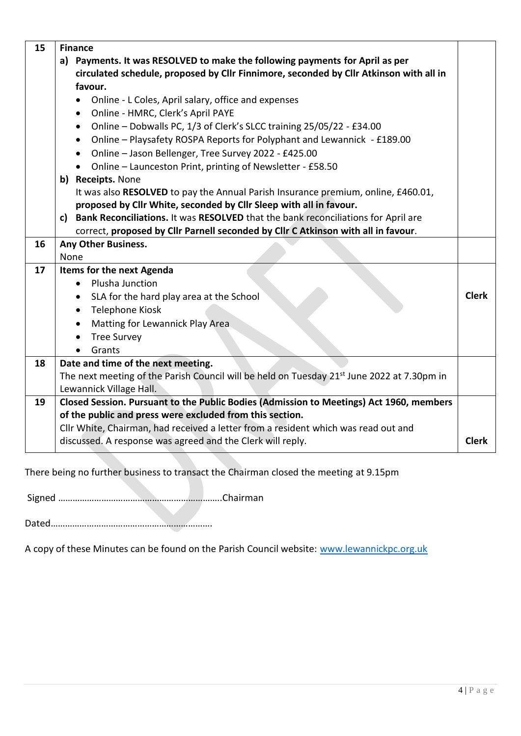| | | |
|---|---|---|
| 15 | **Finance**<br>**a) Payments. It was RESOLVED to make the following payments for April as per circulated schedule, proposed by Cllr Finnimore, seconded by Cllr Atkinson with all in favour.**<br>• Online - L Coles, April salary, office and expenses<br>• Online - HMRC, Clerk's April PAYE<br>• Online – Dobwalls PC, 1/3 of Clerk's SLCC training 25/05/22 - £34.00<br>• Online – Playsafety ROSPA Reports for Polyphant and Lewannick - £189.00<br>• Online – Jason Bellenger, Tree Survey 2022 - £425.00<br>• Online – Launceston Print, printing of Newsletter - £58.50<br>**b) Receipts.** None<br>It was also **RESOLVED** to pay the Annual Parish Insurance premium, online, £460.01, **proposed by Cllr White, seconded by Cllr Sleep with all in favour.**<br>**c) Bank Reconciliations.** It was **RESOLVED** that the bank reconciliations for April are correct, **proposed by Cllr Parnell seconded by Cllr C Atkinson with all in favour**. | |
| 16 | **Any Other Business.**<br>None | |
| 17 | **Items for the next Agenda**<br>• Plusha Junction<br>• SLA for the hard play area at the School<br>• Telephone Kiosk<br>• Matting for Lewannick Play Area<br>• Tree Survey<br>• Grants | **Clerk** |
| 18 | **Date and time of the next meeting.**<br>The next meeting of the Parish Council will be held on Tuesday 21st June 2022 at 7.30pm in Lewannick Village Hall. | |
| 19 | **Closed Session. Pursuant to the Public Bodies (Admission to Meetings) Act 1960, members of the public and press were excluded from this section.**<br>Cllr White, Chairman, had received a letter from a resident which was read out and discussed. A response was agreed and the Clerk will reply. | **Clerk** |

There being no further business to transact the Chairman closed the meeting at 9.15pm

Signed …………………………………………………………..Chairman

Dated………………………………………………………….

A copy of these Minutes can be found on the Parish Council website: www.lewannickpc.org.uk